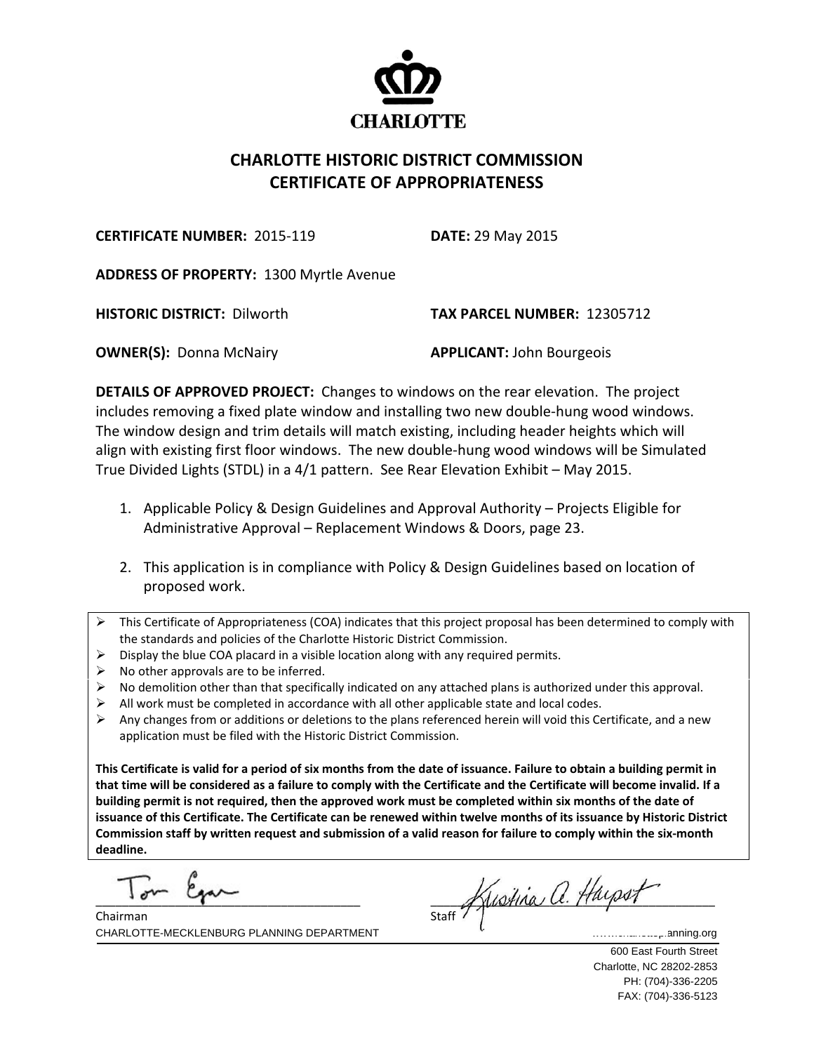CHARLOTTE

# CHARLOTTE HISTORIC DISTRICT COMMISSION
# CERTIFICATE OF APPROPRIATENESS

**CERTIFICATE NUMBER:** 2015-119 **DATE:** 29 May 2015

**ADDRESS OF PROPERTY:** 1300 Myrtle Avenue

**HISTORIC DISTRICT:** Dilworth **TAX PARCEL NUMBER:** 12305712

**OWNER(S):** Donna McNairy **APPLICANT:** John Bourgeois

**DETAILS OF APPROVED PROJECT:** Changes to windows on the rear elevation. The project includes removing a fixed plate window and installing two new double-hung wood windows. The window design and trim details will match existing, including header heights which will align with existing first floor windows. The new double-hung wood windows will be Simulated True Divided Lights (STDL) in a 4/1 pattern. See Rear Elevation Exhibit – May 2015.

1. Applicable Policy & Design Guidelines and Approval Authority – Projects Eligible for Administrative Approval – Replacement Windows & Doors, page 23.

2. This application is in compliance with Policy & Design Guidelines based on location of proposed work.

- This Certificate of Appropriateness (COA) indicates that this project proposal has been determined to comply with the standards and policies of the Charlotte Historic District Commission.
- Display the blue COA placard in a visible location along with any required permits.
- No other approvals are to be inferred.
- No demolition other than that specifically indicated on any attached plans is authorized under this approval.
- All work must be completed in accordance with all other applicable state and local codes.
- Any changes from or additions or deletions to the plans referenced herein will void this Certificate, and a new application must be filed with the Historic District Commission.

**This Certificate is valid for a period of six months from the date of issuance. Failure to obtain a building permit in that time will be considered as a failure to comply with the Certificate and the Certificate will become invalid. If a building permit is not required, then the approved work must be completed within six months of the date of issuance of this Certificate. The Certificate can be renewed within twelve months of its issuance by Historic District Commission staff by written request and submission of a valid reason for failure to comply within the six-month deadline.**

Tom Egan
Chairman

Kristina A. Harpst
Staff

CHARLOTTE-MECKLENBURG PLANNING DEPARTMENT www.charlotteplanning.org

600 East Fourth Street
Charlotte, NC 28202-2853
PH: (704)-336-2205
FAX: (704)-336-5123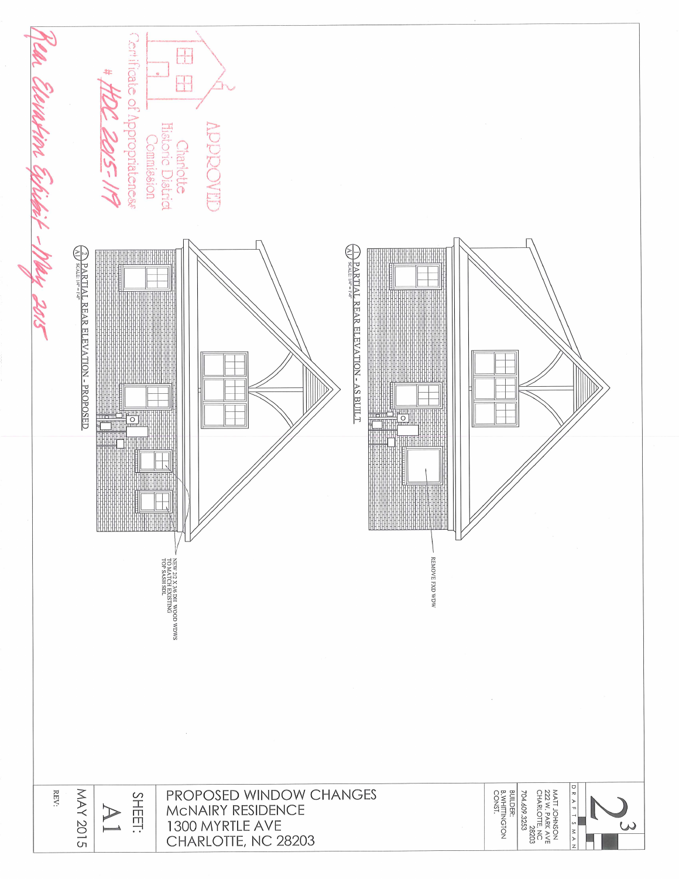APPROVED
Charlotte
Historic District
Commission
Certificate of Appropriateness
# HDC 2015-119

Rear Elevation Exhibit - May 2015

1 / A1 PARTIAL REAR ELEVATION - AS BUILT
SCALE: 1/4" = 1'-0"

REMOVE FXD WDW

2 / A1 PARTIAL REAR ELEVATION - PROPOSED
SCALE: 1/4" = 1'-0"

NEW 2/2 X 3/6 DH WOOD WDWS
TO MATCH EXISTING
TOP SASH SDL

23 DRAFTSMAN
MATT JOHNSON
222 W. PARK AVE
CHARLOTTE, NC
28203
704.609.3253

BUILDER:
B.WHITTINGTON
CONST.

PROPOSED WINDOW CHANGES
McNAIRY RESIDENCE
1300 MYRTLE AVE
CHARLOTTE, NC 28203

SHEET:
A1

MAY 2015

REV: